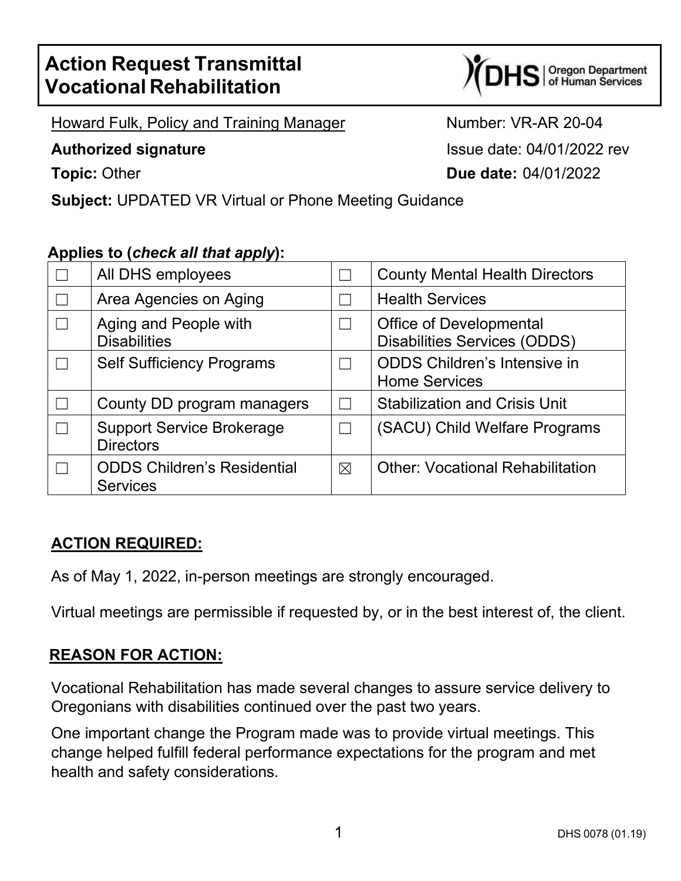# Action Request Transmittal
# Vocational Rehabilitation

Howard Fulk, Policy and Training Manager

**Authorized signature**

**Topic:** Other

**Subject:** UPDATED VR Virtual or Phone Meeting Guidance

Number: VR-AR 20-04

Issue date: 04/01/2022 rev

**Due date:** 04/01/2022

**Applies to (*check all that apply*):**

| | | | |
|---|---|---|---|
| ☐ | All DHS employees | ☐ | County Mental Health Directors |
| ☐ | Area Agencies on Aging | ☐ | Health Services |
| ☐ | Aging and People with Disabilities | ☐ | Office of Developmental Disabilities Services (ODDS) |
| ☐ | Self Sufficiency Programs | ☐ | ODDS Children's Intensive in Home Services |
| ☐ | County DD program managers | ☐ | Stabilization and Crisis Unit |
| ☐ | Support Service Brokerage Directors | ☐ | (SACU) Child Welfare Programs |
| ☐ | ODDS Children's Residential Services | ☒ | Other: Vocational Rehabilitation |

## ACTION REQUIRED:

As of May 1, 2022, in-person meetings are strongly encouraged.

Virtual meetings are permissible if requested by, or in the best interest of, the client.

## REASON FOR ACTION:

Vocational Rehabilitation has made several changes to assure service delivery to Oregonians with disabilities continued over the past two years.

One important change the Program made was to provide virtual meetings. This change helped fulfill federal performance expectations for the program and met health and safety considerations.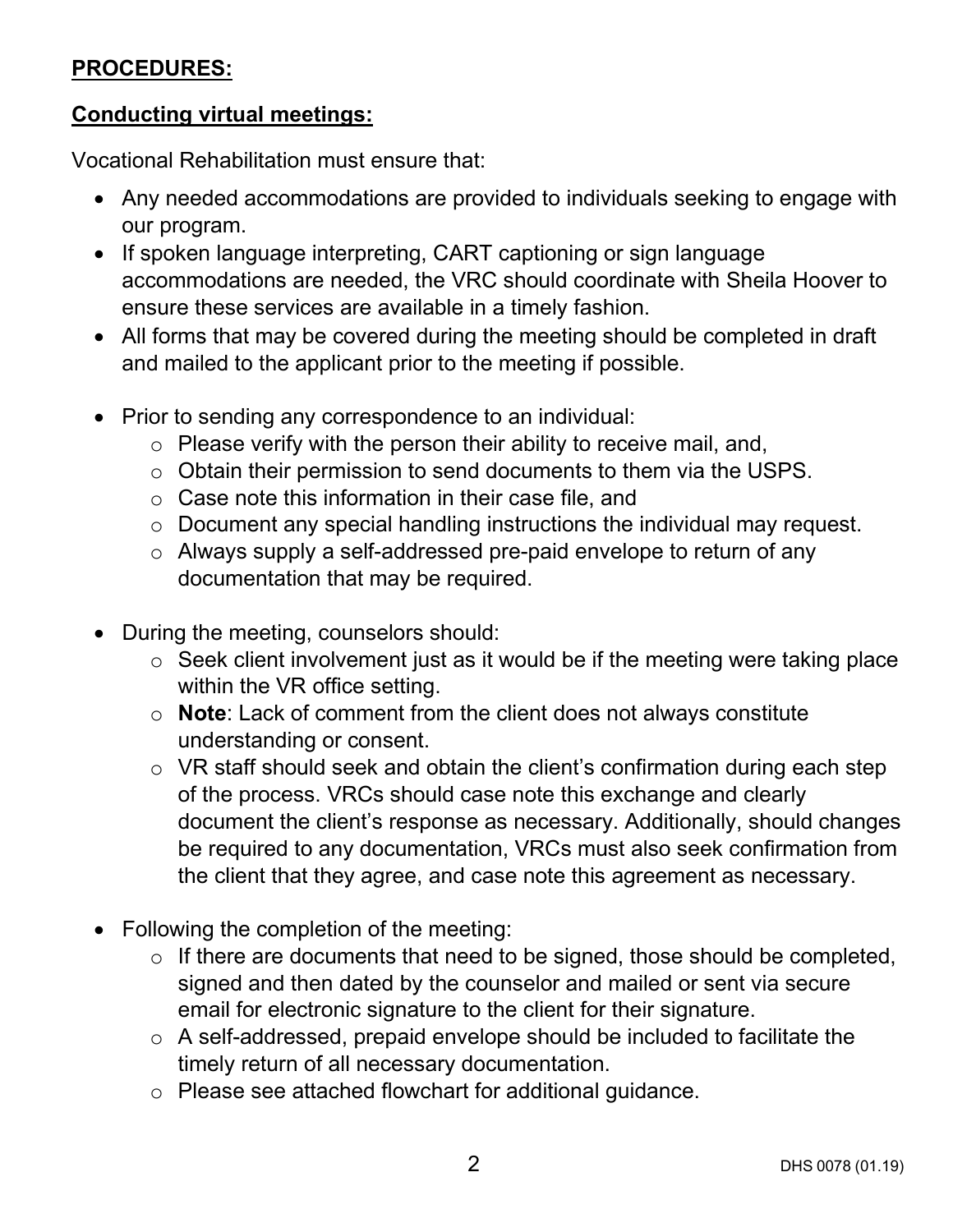**PROCEDURES:**

**Conducting virtual meetings:**

Vocational Rehabilitation must ensure that:

- Any needed accommodations are provided to individuals seeking to engage with our program.
- If spoken language interpreting, CART captioning or sign language accommodations are needed, the VRC should coordinate with Sheila Hoover to ensure these services are available in a timely fashion.
- All forms that may be covered during the meeting should be completed in draft and mailed to the applicant prior to the meeting if possible.

- Prior to sending any correspondence to an individual:
    - Please verify with the person their ability to receive mail, and,
    - Obtain their permission to send documents to them via the USPS.
    - Case note this information in their case file, and
    - Document any special handling instructions the individual may request.
    - Always supply a self-addressed pre-paid envelope to return of any documentation that may be required.

- During the meeting, counselors should:
    - Seek client involvement just as it would be if the meeting were taking place within the VR office setting.
    - **Note**: Lack of comment from the client does not always constitute understanding or consent.
    - VR staff should seek and obtain the client's confirmation during each step of the process. VRCs should case note this exchange and clearly document the client's response as necessary. Additionally, should changes be required to any documentation, VRCs must also seek confirmation from the client that they agree, and case note this agreement as necessary.

- Following the completion of the meeting:
    - If there are documents that need to be signed, those should be completed, signed and then dated by the counselor and mailed or sent via secure email for electronic signature to the client for their signature.
    - A self-addressed, prepaid envelope should be included to facilitate the timely return of all necessary documentation.
    - Please see attached flowchart for additional guidance.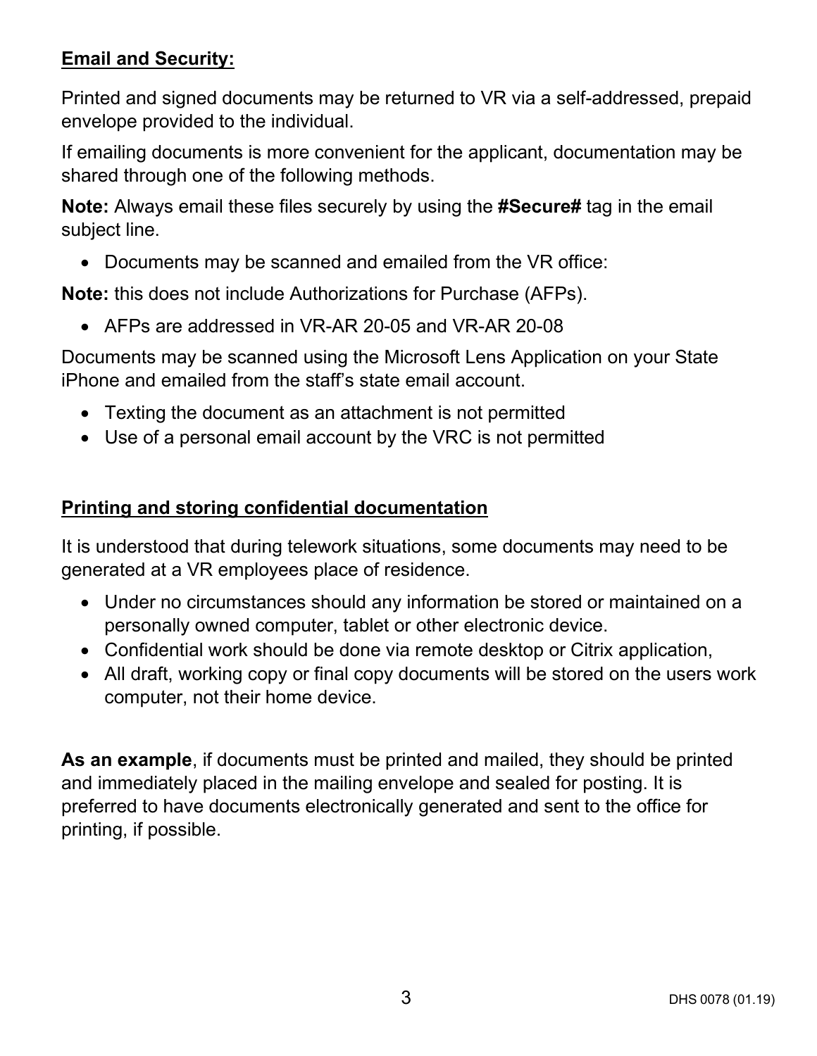**Email and Security:**

Printed and signed documents may be returned to VR via a self-addressed, prepaid envelope provided to the individual.

If emailing documents is more convenient for the applicant, documentation may be shared through one of the following methods.

**Note:** Always email these files securely by using the **#Secure#** tag in the email subject line.

- Documents may be scanned and emailed from the VR office:

**Note:** this does not include Authorizations for Purchase (AFPs).

- AFPs are addressed in VR-AR 20-05 and VR-AR 20-08

Documents may be scanned using the Microsoft Lens Application on your State iPhone and emailed from the staff's state email account.

- Texting the document as an attachment is not permitted
- Use of a personal email account by the VRC is not permitted

**Printing and storing confidential documentation**

It is understood that during telework situations, some documents may need to be generated at a VR employees place of residence.

- Under no circumstances should any information be stored or maintained on a personally owned computer, tablet or other electronic device.
- Confidential work should be done via remote desktop or Citrix application,
- All draft, working copy or final copy documents will be stored on the users work computer, not their home device.

**As an example**, if documents must be printed and mailed, they should be printed and immediately placed in the mailing envelope and sealed for posting. It is preferred to have documents electronically generated and sent to the office for printing, if possible.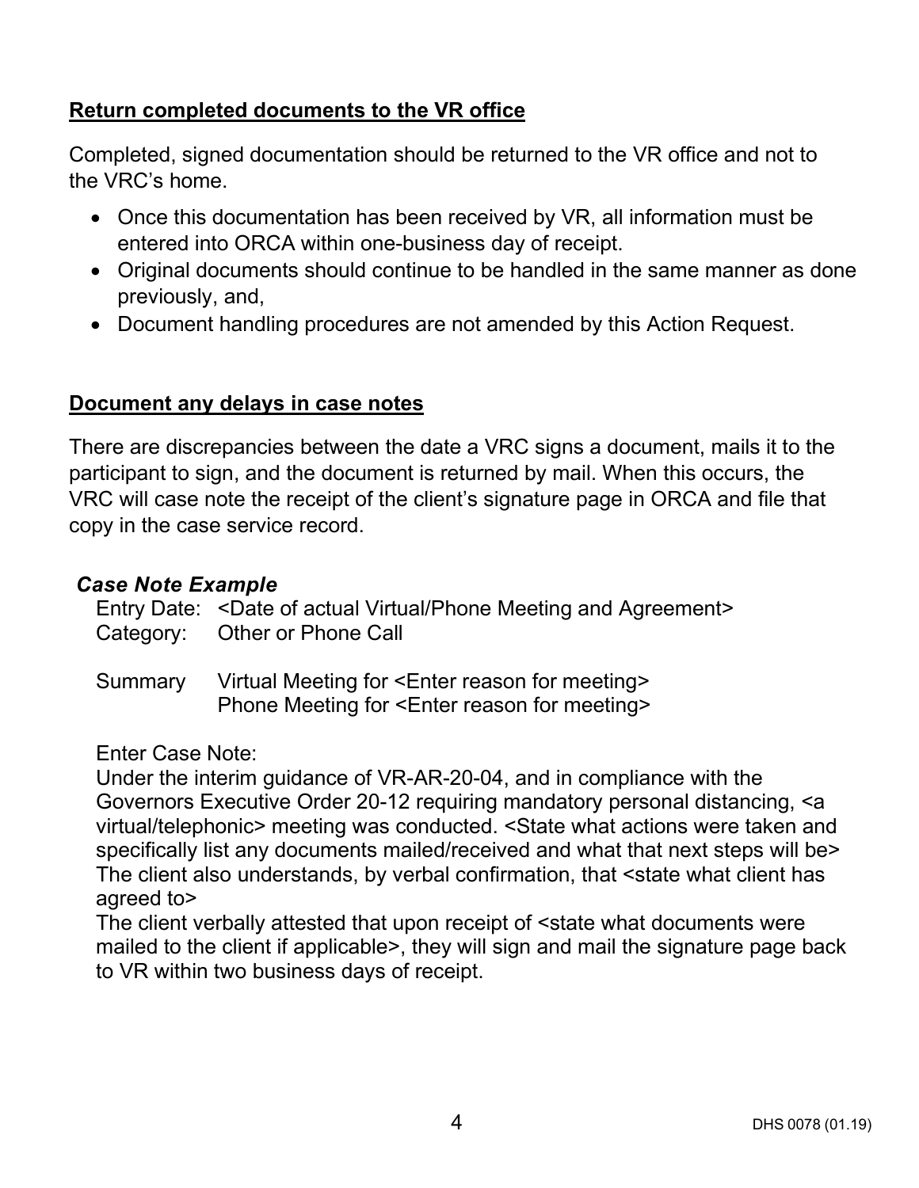## Return completed documents to the VR office

Completed, signed documentation should be returned to the VR office and not to the VRC's home.

- Once this documentation has been received by VR, all information must be entered into ORCA within one-business day of receipt.
- Original documents should continue to be handled in the same manner as done previously, and,
- Document handling procedures are not amended by this Action Request.

## Document any delays in case notes

There are discrepancies between the date a VRC signs a document, mails it to the participant to sign, and the document is returned by mail. When this occurs, the VRC will case note the receipt of the client's signature page in ORCA and file that copy in the case service record.

***Case Note Example***

Entry Date: <Date of actual Virtual/Phone Meeting and Agreement>
Category: Other or Phone Call

Summary Virtual Meeting for <Enter reason for meeting>
Phone Meeting for <Enter reason for meeting>

Enter Case Note:
Under the interim guidance of VR-AR-20-04, and in compliance with the Governors Executive Order 20-12 requiring mandatory personal distancing, <a virtual/telephonic> meeting was conducted. <State what actions were taken and specifically list any documents mailed/received and what that next steps will be> The client also understands, by verbal confirmation, that <state what client has agreed to>
The client verbally attested that upon receipt of <state what documents were mailed to the client if applicable>, they will sign and mail the signature page back to VR within two business days of receipt.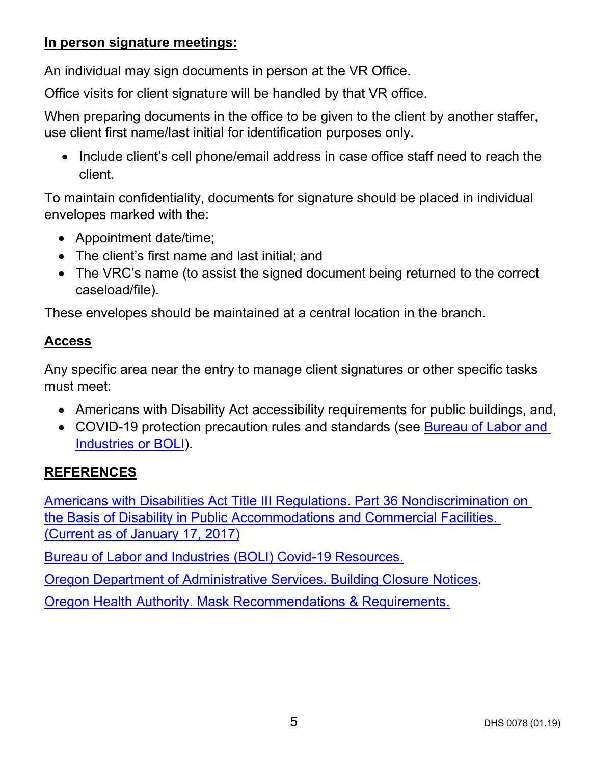**In person signature meetings:**

An individual may sign documents in person at the VR Office.

Office visits for client signature will be handled by that VR office.

When preparing documents in the office to be given to the client by another staffer, use client first name/last initial for identification purposes only.

- Include client's cell phone/email address in case office staff need to reach the client.

To maintain confidentiality, documents for signature should be placed in individual envelopes marked with the:

- Appointment date/time;
- The client's first name and last initial; and
- The VRC's name (to assist the signed document being returned to the correct caseload/file).

These envelopes should be maintained at a central location in the branch.

**Access**

Any specific area near the entry to manage client signatures or other specific tasks must meet:

- Americans with Disability Act accessibility requirements for public buildings, and,
- COVID-19 protection precaution rules and standards (see Bureau of Labor and Industries or BOLI).

## REFERENCES

Americans with Disabilities Act Title III Regulations. Part 36 Nondiscrimination on the Basis of Disability in Public Accommodations and Commercial Facilities. (Current as of January 17, 2017)

Bureau of Labor and Industries (BOLI) Covid-19 Resources.

Oregon Department of Administrative Services. Building Closure Notices.

Oregon Health Authority. Mask Recommendations & Requirements.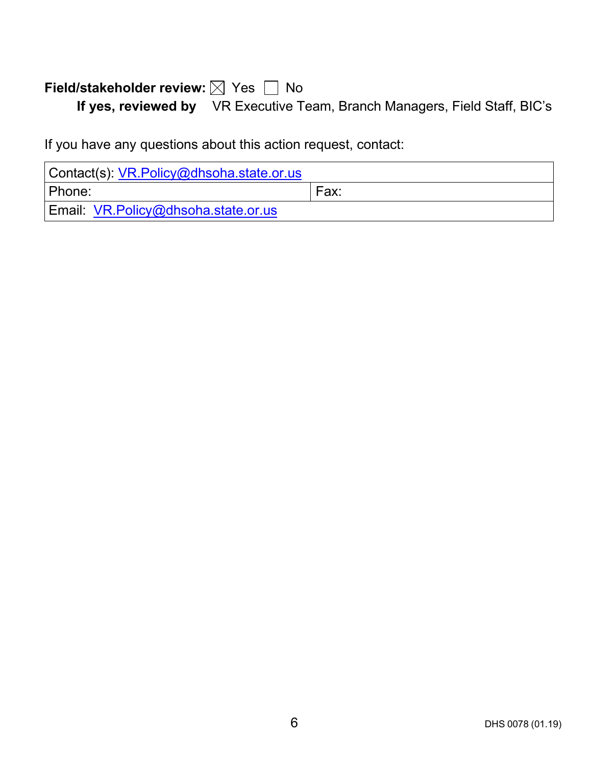**Field/stakeholder review:** ☒ Yes ☐ No

**If yes, reviewed by** VR Executive Team, Branch Managers, Field Staff, BIC's

If you have any questions about this action request, contact:

| | |
|---|---|
| Contact(s): VR.Policy@dhsoha.state.or.us | |
| Phone: | Fax: |
| Email: VR.Policy@dhsoha.state.or.us | |

DHS 0078 (01.19)